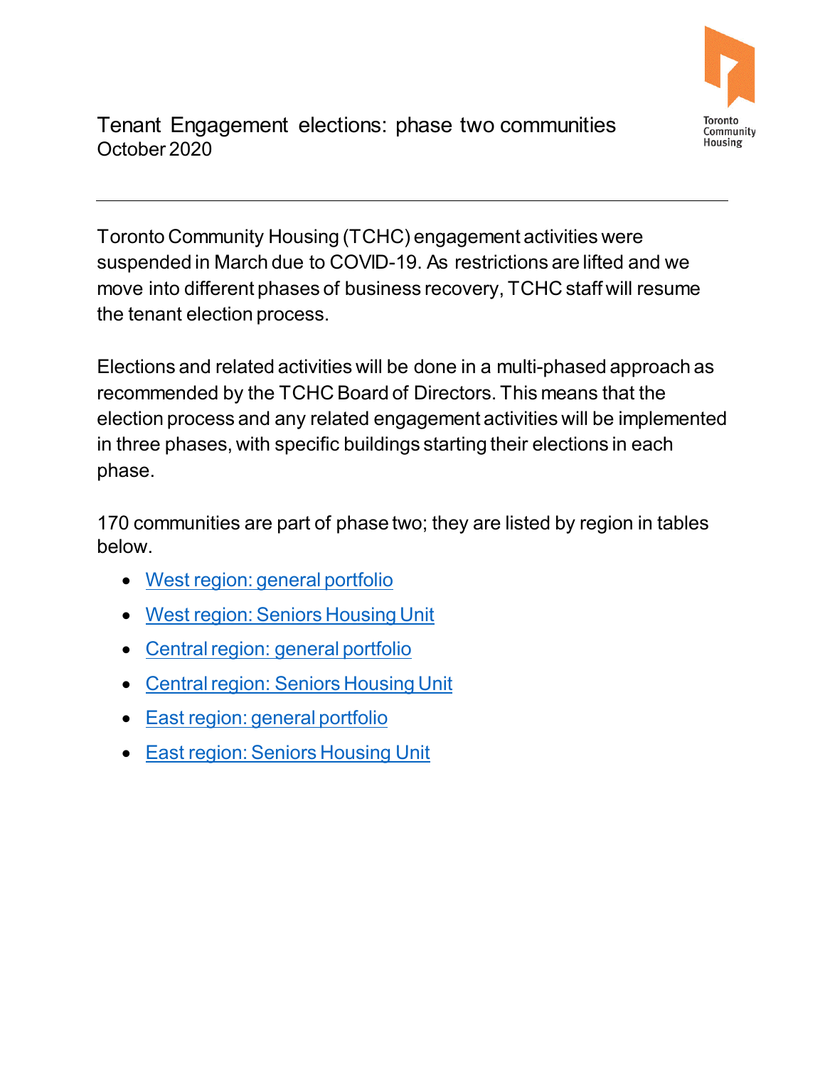# Tenant Engagement elections: phase two communities

October 2020

---

Toronto Community Housing (TCHC) engagement activities were suspended in March due to COVID-19. As restrictions are lifted and we move into different phases of business recovery, TCHC staff will resume the tenant election process.

Elections and related activities will be done in a multi-phased approach as recommended by the TCHC Board of Directors. This means that the election process and any related engagement activities will be implemented in three phases, with specific buildings starting their elections in each phase.

170 communities are part of phase two; they are listed by region in tables below.

- West region: general portfolio
- West region: Seniors Housing Unit
- Central region: general portfolio
- Central region: Seniors Housing Unit
- East region: general portfolio
- East region: Seniors Housing Unit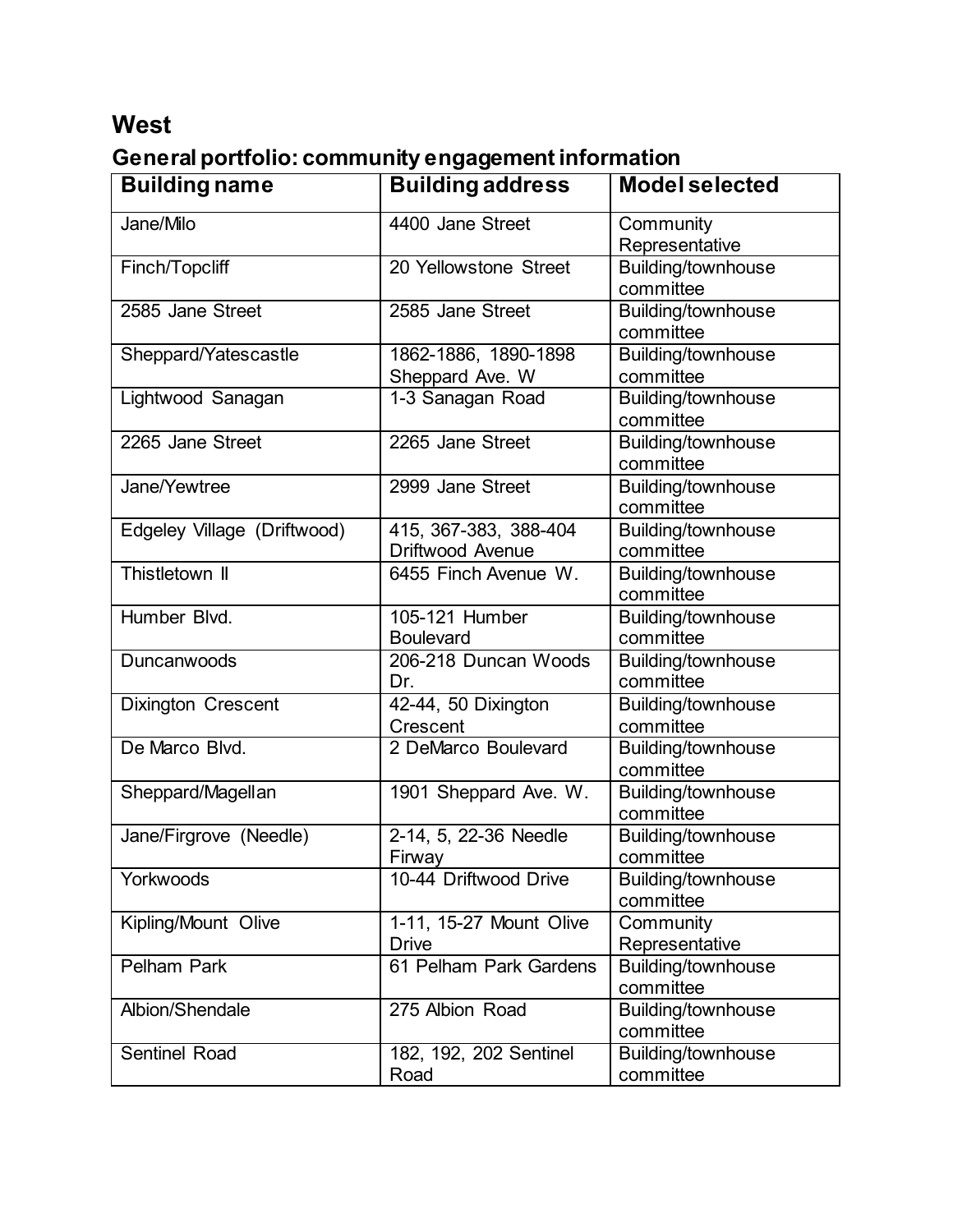## West

### General portfolio: community engagement information

| Building name | Building address | Model selected |
|---|---|---|
| Jane/Milo | 4400 Jane Street | Community Representative |
| Finch/Topcliff | 20 Yellowstone Street | Building/townhouse committee |
| 2585 Jane Street | 2585 Jane Street | Building/townhouse committee |
| Sheppard/Yatescastle | 1862-1886, 1890-1898 Sheppard Ave. W | Building/townhouse committee |
| Lightwood Sanagan | 1-3 Sanagan Road | Building/townhouse committee |
| 2265 Jane Street | 2265 Jane Street | Building/townhouse committee |
| Jane/Yewtree | 2999 Jane Street | Building/townhouse committee |
| Edgeley Village (Driftwood) | 415, 367-383, 388-404 Driftwood Avenue | Building/townhouse committee |
| Thistletown II | 6455 Finch Avenue W. | Building/townhouse committee |
| Humber Blvd. | 105-121 Humber Boulevard | Building/townhouse committee |
| Duncanwoods | 206-218 Duncan Woods Dr. | Building/townhouse committee |
| Dixington Crescent | 42-44, 50 Dixington Crescent | Building/townhouse committee |
| De Marco Blvd. | 2 DeMarco Boulevard | Building/townhouse committee |
| Sheppard/Magellan | 1901 Sheppard Ave. W. | Building/townhouse committee |
| Jane/Firgrove (Needle) | 2-14, 5, 22-36 Needle Firway | Building/townhouse committee |
| Yorkwoods | 10-44 Driftwood Drive | Building/townhouse committee |
| Kipling/Mount Olive | 1-11, 15-27 Mount Olive Drive | Community Representative |
| Pelham Park | 61 Pelham Park Gardens | Building/townhouse committee |
| Albion/Shendale | 275 Albion Road | Building/townhouse committee |
| Sentinel Road | 182, 192, 202 Sentinel Road | Building/townhouse committee |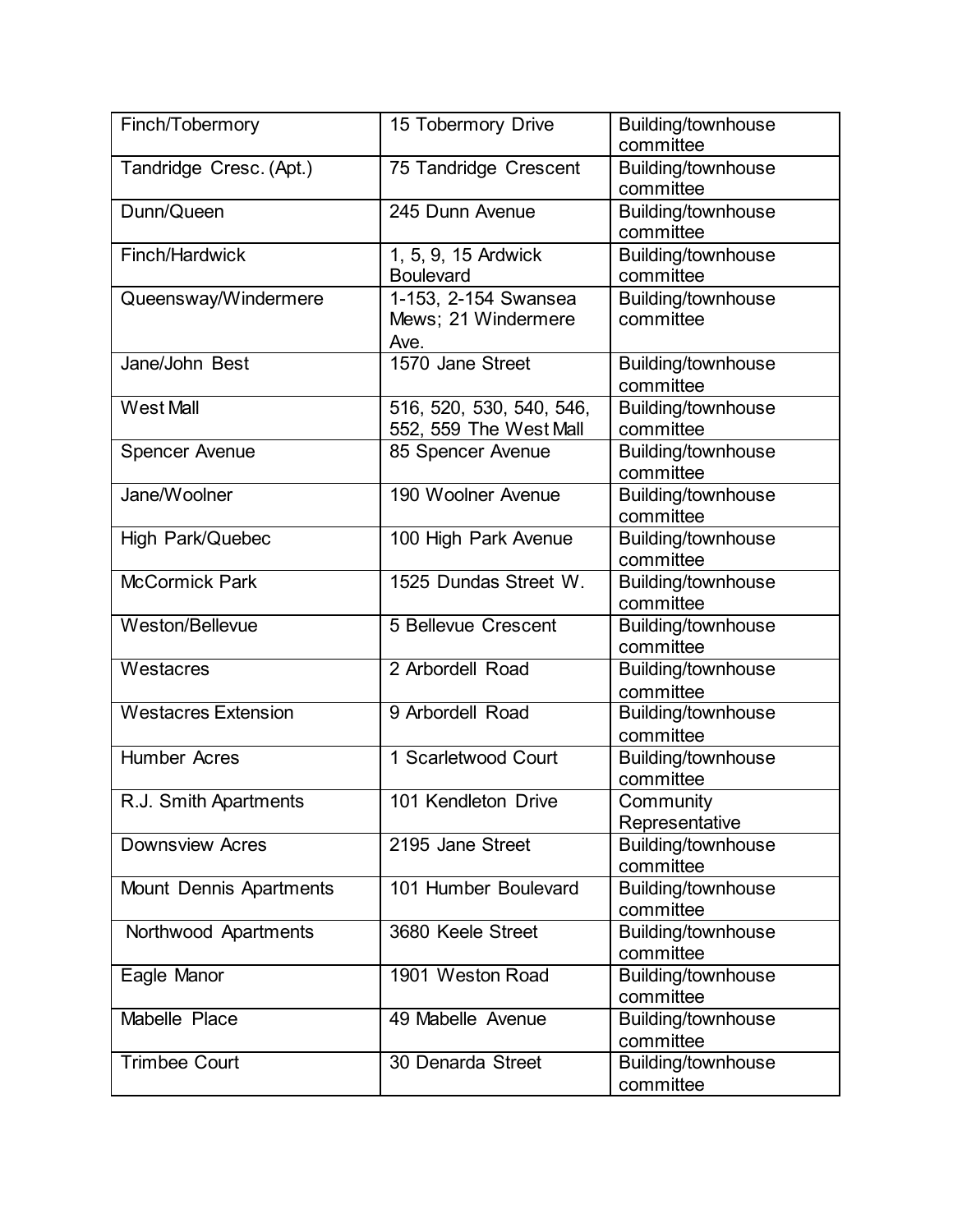| Finch/Tobermory | 15 Tobermory Drive | Building/townhouse committee |
|---|---|---|
| Tandridge Cresc. (Apt.) | 75 Tandridge Crescent | Building/townhouse committee |
| Dunn/Queen | 245 Dunn Avenue | Building/townhouse committee |
| Finch/Hardwick | 1, 5, 9, 15 Ardwick Boulevard | Building/townhouse committee |
| Queensway/Windermere | 1-153, 2-154 Swansea Mews; 21 Windermere Ave. | Building/townhouse committee |
| Jane/John Best | 1570 Jane Street | Building/townhouse committee |
| West Mall | 516, 520, 530, 540, 546, 552, 559 The West Mall | Building/townhouse committee |
| Spencer Avenue | 85 Spencer Avenue | Building/townhouse committee |
| Jane/Woolner | 190 Woolner Avenue | Building/townhouse committee |
| High Park/Quebec | 100 High Park Avenue | Building/townhouse committee |
| McCormick Park | 1525 Dundas Street W. | Building/townhouse committee |
| Weston/Bellevue | 5 Bellevue Crescent | Building/townhouse committee |
| Westacres | 2 Arbordell Road | Building/townhouse committee |
| Westacres Extension | 9 Arbordell Road | Building/townhouse committee |
| Humber Acres | 1 Scarletwood Court | Building/townhouse committee |
| R.J. Smith Apartments | 101 Kendleton Drive | Community Representative |
| Downsview Acres | 2195 Jane Street | Building/townhouse committee |
| Mount Dennis Apartments | 101 Humber Boulevard | Building/townhouse committee |
| Northwood Apartments | 3680 Keele Street | Building/townhouse committee |
| Eagle Manor | 1901 Weston Road | Building/townhouse committee |
| Mabelle Place | 49 Mabelle Avenue | Building/townhouse committee |
| Trimbee Court | 30 Denarda Street | Building/townhouse committee |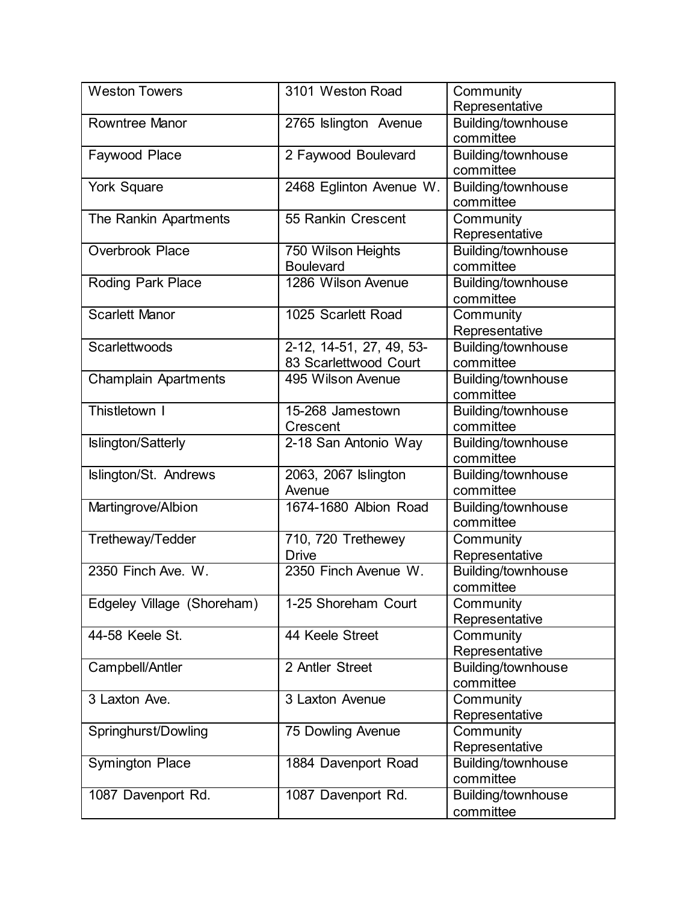| Weston Towers | 3101 Weston Road | Community Representative |
|---|---|---|
| Rowntree Manor | 2765 Islington Avenue | Building/townhouse committee |
| Faywood Place | 2 Faywood Boulevard | Building/townhouse committee |
| York Square | 2468 Eglinton Avenue W. | Building/townhouse committee |
| The Rankin Apartments | 55 Rankin Crescent | Community Representative |
| Overbrook Place | 750 Wilson Heights Boulevard | Building/townhouse committee |
| Roding Park Place | 1286 Wilson Avenue | Building/townhouse committee |
| Scarlett Manor | 1025 Scarlett Road | Community Representative |
| Scarlettwoods | 2-12, 14-51, 27, 49, 53-83 Scarlettwood Court | Building/townhouse committee |
| Champlain Apartments | 495 Wilson Avenue | Building/townhouse committee |
| Thistletown I | 15-268 Jamestown Crescent | Building/townhouse committee |
| Islington/Satterly | 2-18 San Antonio Way | Building/townhouse committee |
| Islington/St. Andrews | 2063, 2067 Islington Avenue | Building/townhouse committee |
| Martingrove/Albion | 1674-1680 Albion Road | Building/townhouse committee |
| Tretheway/Tedder | 710, 720 Trethewey Drive | Community Representative |
| 2350 Finch Ave. W. | 2350 Finch Avenue W. | Building/townhouse committee |
| Edgeley Village (Shoreham) | 1-25 Shoreham Court | Community Representative |
| 44-58 Keele St. | 44 Keele Street | Community Representative |
| Campbell/Antler | 2 Antler Street | Building/townhouse committee |
| 3 Laxton Ave. | 3 Laxton Avenue | Community Representative |
| Springhurst/Dowling | 75 Dowling Avenue | Community Representative |
| Symington Place | 1884 Davenport Road | Building/townhouse committee |
| 1087 Davenport Rd. | 1087 Davenport Rd. | Building/townhouse committee |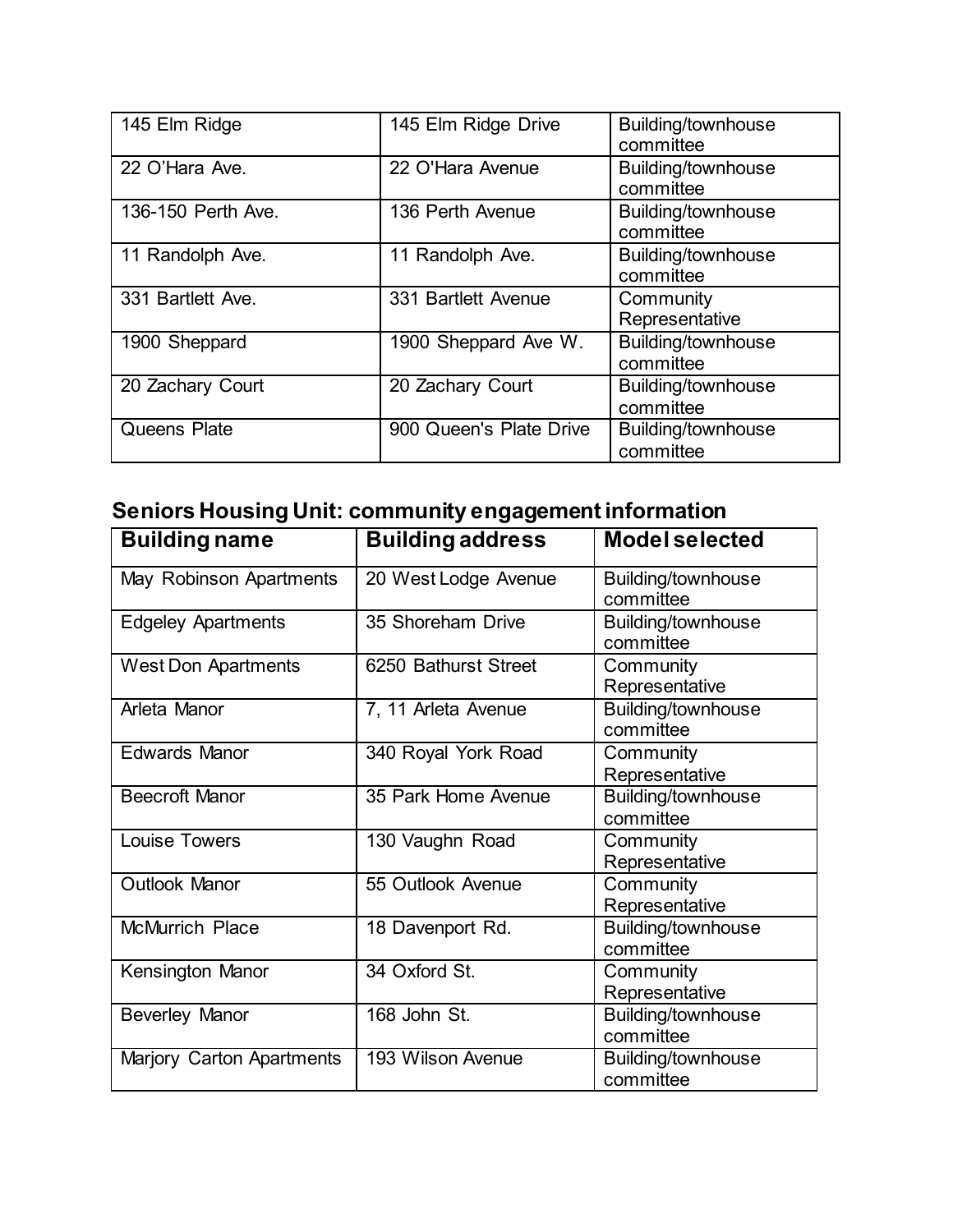| | | |
|---|---|---|
| 145 Elm Ridge | 145 Elm Ridge Drive | Building/townhouse committee |
| 22 O’Hara Ave. | 22 O'Hara Avenue | Building/townhouse committee |
| 136-150 Perth Ave. | 136 Perth Avenue | Building/townhouse committee |
| 11 Randolph Ave. | 11 Randolph Ave. | Building/townhouse committee |
| 331 Bartlett Ave. | 331 Bartlett Avenue | Community Representative |
| 1900 Sheppard | 1900 Sheppard Ave W. | Building/townhouse committee |
| 20 Zachary Court | 20 Zachary Court | Building/townhouse committee |
| Queens Plate | 900 Queen's Plate Drive | Building/townhouse committee |

## Seniors Housing Unit: community engagement information

| Building name | Building address | Model selected |
|---|---|---|
| May Robinson Apartments | 20 West Lodge Avenue | Building/townhouse committee |
| Edgeley Apartments | 35 Shoreham Drive | Building/townhouse committee |
| West Don Apartments | 6250 Bathurst Street | Community Representative |
| Arleta Manor | 7, 11 Arleta Avenue | Building/townhouse committee |
| Edwards Manor | 340 Royal York Road | Community Representative |
| Beecroft Manor | 35 Park Home Avenue | Building/townhouse committee |
| Louise Towers | 130 Vaughn Road | Community Representative |
| Outlook Manor | 55 Outlook Avenue | Community Representative |
| McMurrich Place | 18 Davenport Rd. | Building/townhouse committee |
| Kensington Manor | 34 Oxford St. | Community Representative |
| Beverley Manor | 168 John St. | Building/townhouse committee |
| Marjory Carton Apartments | 193 Wilson Avenue | Building/townhouse committee |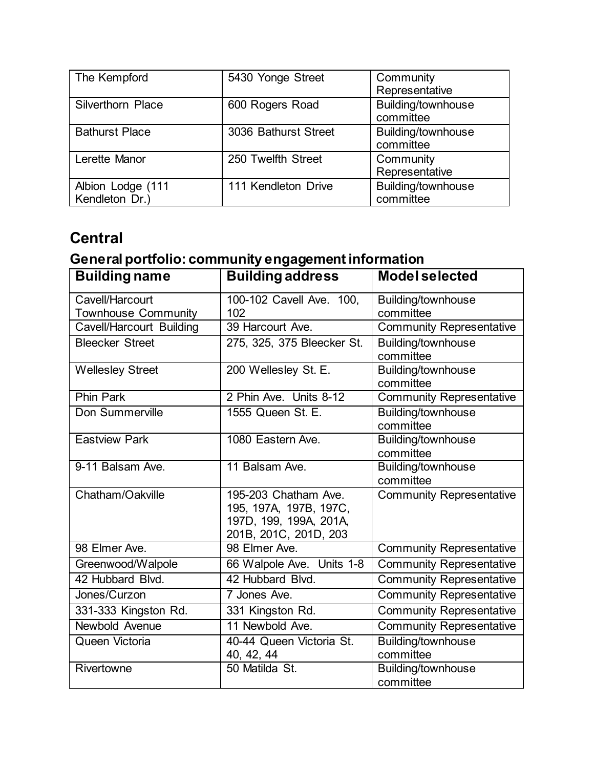| The Kempford | 5430 Yonge Street | Community Representative |
|---|---|---|
| Silverthorn Place | 600 Rogers Road | Building/townhouse committee |
| Bathurst Place | 3036 Bathurst Street | Building/townhouse committee |
| Lerette Manor | 250 Twelfth Street | Community Representative |
| Albion Lodge (111 Kendleton Dr.) | 111 Kendleton Drive | Building/townhouse committee |

## Central

### General portfolio: community engagement information

| Building name | Building address | Model selected |
|---|---|---|
| Cavell/Harcourt Townhouse Community | 100-102 Cavell Ave. 100, 102 | Building/townhouse committee |
| Cavell/Harcourt Building | 39 Harcourt Ave. | Community Representative |
| Bleecker Street | 275, 325, 375 Bleecker St. | Building/townhouse committee |
| Wellesley Street | 200 Wellesley St. E. | Building/townhouse committee |
| Phin Park | 2 Phin Ave. Units 8-12 | Community Representative |
| Don Summerville | 1555 Queen St. E. | Building/townhouse committee |
| Eastview Park | 1080 Eastern Ave. | Building/townhouse committee |
| 9-11 Balsam Ave. | 11 Balsam Ave. | Building/townhouse committee |
| Chatham/Oakville | 195-203 Chatham Ave. 195, 197A, 197B, 197C, 197D, 199, 199A, 201A, 201B, 201C, 201D, 203 | Community Representative |
| 98 Elmer Ave. | 98 Elmer Ave. | Community Representative |
| Greenwood/Walpole | 66 Walpole Ave. Units 1-8 | Community Representative |
| 42 Hubbard Blvd. | 42 Hubbard Blvd. | Community Representative |
| Jones/Curzon | 7 Jones Ave. | Community Representative |
| 331-333 Kingston Rd. | 331 Kingston Rd. | Community Representative |
| Newbold Avenue | 11 Newbold Ave. | Community Representative |
| Queen Victoria | 40-44 Queen Victoria St. 40, 42, 44 | Building/townhouse committee |
| Rivertowne | 50 Matilda St. | Building/townhouse committee |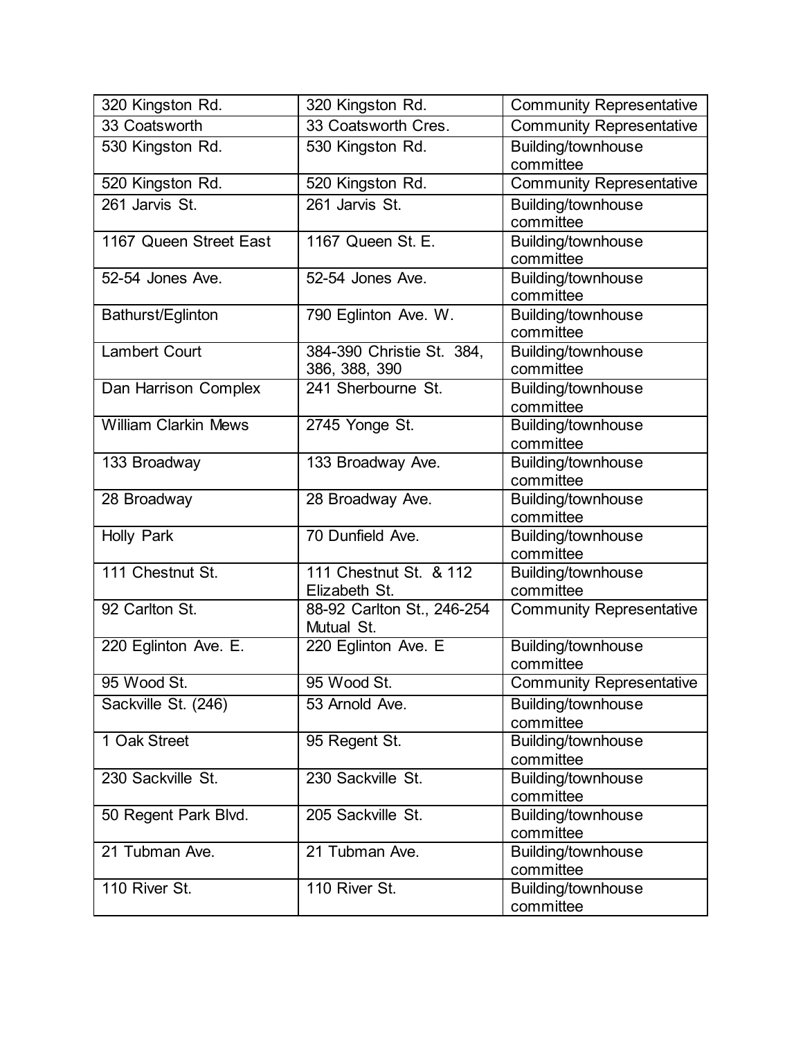| 320 Kingston Rd. | 320 Kingston Rd. | Community Representative |
|---|---|---|
| 33 Coatsworth | 33 Coatsworth Cres. | Community Representative |
| 530 Kingston Rd. | 530 Kingston Rd. | Building/townhouse committee |
| 520 Kingston Rd. | 520 Kingston Rd. | Community Representative |
| 261 Jarvis St. | 261 Jarvis St. | Building/townhouse committee |
| 1167 Queen Street East | 1167 Queen St. E. | Building/townhouse committee |
| 52-54 Jones Ave. | 52-54 Jones Ave. | Building/townhouse committee |
| Bathurst/Eglinton | 790 Eglinton Ave. W. | Building/townhouse committee |
| Lambert Court | 384-390 Christie St. 384, 386, 388, 390 | Building/townhouse committee |
| Dan Harrison Complex | 241 Sherbourne St. | Building/townhouse committee |
| William Clarkin Mews | 2745 Yonge St. | Building/townhouse committee |
| 133 Broadway | 133 Broadway Ave. | Building/townhouse committee |
| 28 Broadway | 28 Broadway Ave. | Building/townhouse committee |
| Holly Park | 70 Dunfield Ave. | Building/townhouse committee |
| 111 Chestnut St. | 111 Chestnut St. & 112 Elizabeth St. | Building/townhouse committee |
| 92 Carlton St. | 88-92 Carlton St., 246-254 Mutual St. | Community Representative |
| 220 Eglinton Ave. E. | 220 Eglinton Ave. E | Building/townhouse committee |
| 95 Wood St. | 95 Wood St. | Community Representative |
| Sackville St. (246) | 53 Arnold Ave. | Building/townhouse committee |
| 1 Oak Street | 95 Regent St. | Building/townhouse committee |
| 230 Sackville St. | 230 Sackville St. | Building/townhouse committee |
| 50 Regent Park Blvd. | 205 Sackville St. | Building/townhouse committee |
| 21 Tubman Ave. | 21 Tubman Ave. | Building/townhouse committee |
| 110 River St. | 110 River St. | Building/townhouse committee |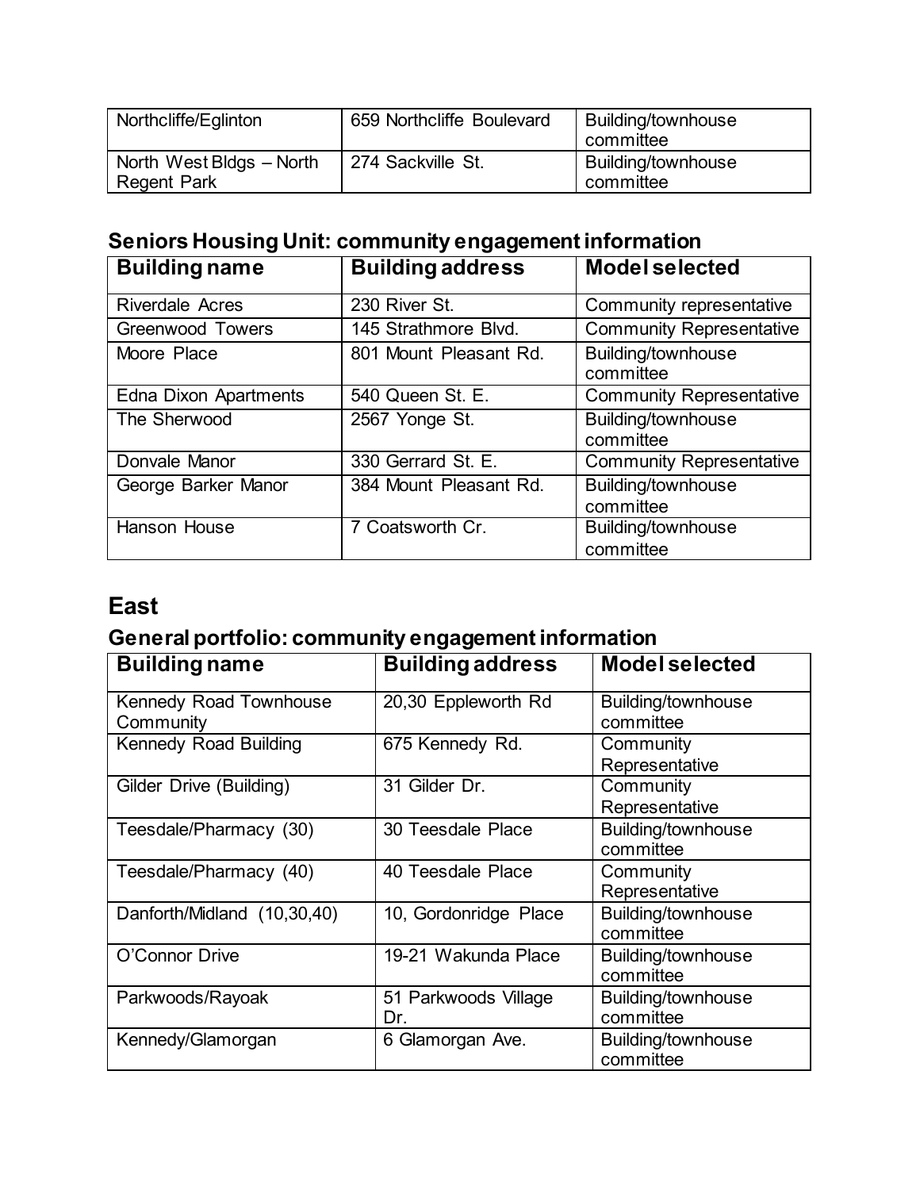| | | |
|---|---|---|
| Northcliffe/Eglinton | 659 Northcliffe Boulevard | Building/townhouse committee |
| North West Bldgs – North Regent Park | 274 Sackville St. | Building/townhouse committee |

### Seniors Housing Unit: community engagement information

| Building name | Building address | Model selected |
|---|---|---|
| Riverdale Acres | 230 River St. | Community representative |
| Greenwood Towers | 145 Strathmore Blvd. | Community Representative |
| Moore Place | 801 Mount Pleasant Rd. | Building/townhouse committee |
| Edna Dixon Apartments | 540 Queen St. E. | Community Representative |
| The Sherwood | 2567 Yonge St. | Building/townhouse committee |
| Donvale Manor | 330 Gerrard St. E. | Community Representative |
| George Barker Manor | 384 Mount Pleasant Rd. | Building/townhouse committee |
| Hanson House | 7 Coatsworth Cr. | Building/townhouse committee |

## East

### General portfolio: community engagement information

| Building name | Building address | Model selected |
|---|---|---|
| Kennedy Road Townhouse Community | 20,30 Eppleworth Rd | Building/townhouse committee |
| Kennedy Road Building | 675 Kennedy Rd. | Community Representative |
| Gilder Drive (Building) | 31 Gilder Dr. | Community Representative |
| Teesdale/Pharmacy (30) | 30 Teesdale Place | Building/townhouse committee |
| Teesdale/Pharmacy (40) | 40 Teesdale Place | Community Representative |
| Danforth/Midland (10,30,40) | 10, Gordonridge Place | Building/townhouse committee |
| O'Connor Drive | 19-21 Wakunda Place | Building/townhouse committee |
| Parkwoods/Rayoak | 51 Parkwoods Village Dr. | Building/townhouse committee |
| Kennedy/Glamorgan | 6 Glamorgan Ave. | Building/townhouse committee |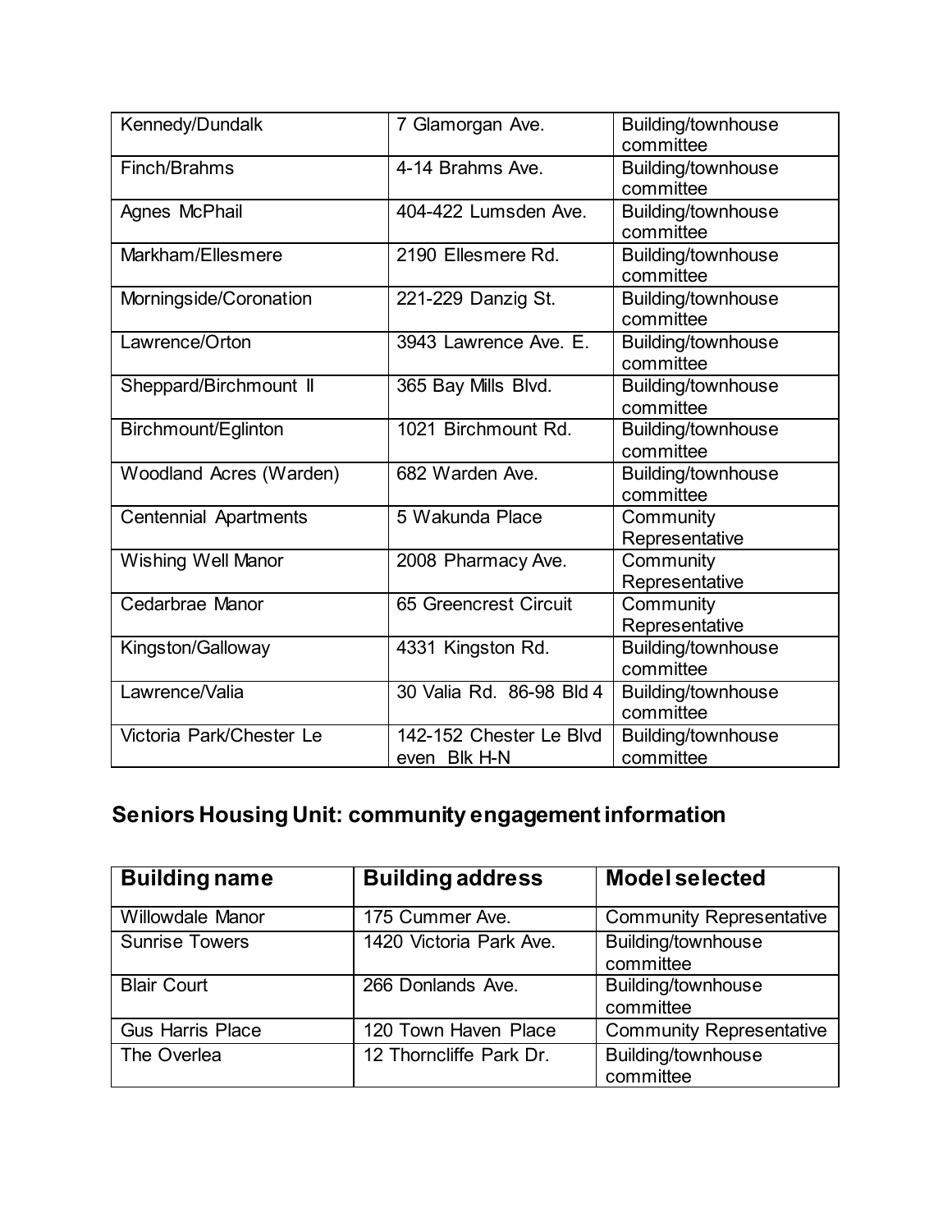| | | |
|---|---|---|
| Kennedy/Dundalk | 7 Glamorgan Ave. | Building/townhouse committee |
| Finch/Brahms | 4-14 Brahms Ave. | Building/townhouse committee |
| Agnes McPhail | 404-422 Lumsden Ave. | Building/townhouse committee |
| Markham/Ellesmere | 2190 Ellesmere Rd. | Building/townhouse committee |
| Morningside/Coronation | 221-229 Danzig St. | Building/townhouse committee |
| Lawrence/Orton | 3943 Lawrence Ave. E. | Building/townhouse committee |
| Sheppard/Birchmount II | 365 Bay Mills Blvd. | Building/townhouse committee |
| Birchmount/Eglinton | 1021 Birchmount Rd. | Building/townhouse committee |
| Woodland Acres (Warden) | 682 Warden Ave. | Building/townhouse committee |
| Centennial Apartments | 5 Wakunda Place | Community Representative |
| Wishing Well Manor | 2008 Pharmacy Ave. | Community Representative |
| Cedarbrae Manor | 65 Greencrest Circuit | Community Representative |
| Kingston/Galloway | 4331 Kingston Rd. | Building/townhouse committee |
| Lawrence/Valia | 30 Valia Rd. 86-98 Bld 4 | Building/townhouse committee |
| Victoria Park/Chester Le | 142-152 Chester Le Blvd even Blk H-N | Building/townhouse committee |

## Seniors Housing Unit: community engagement information

| Building name | Building address | Model selected |
|---|---|---|
| Willowdale Manor | 175 Cummer Ave. | Community Representative |
| Sunrise Towers | 1420 Victoria Park Ave. | Building/townhouse committee |
| Blair Court | 266 Donlands Ave. | Building/townhouse committee |
| Gus Harris Place | 120 Town Haven Place | Community Representative |
| The Overlea | 12 Thorncliffe Park Dr. | Building/townhouse committee |